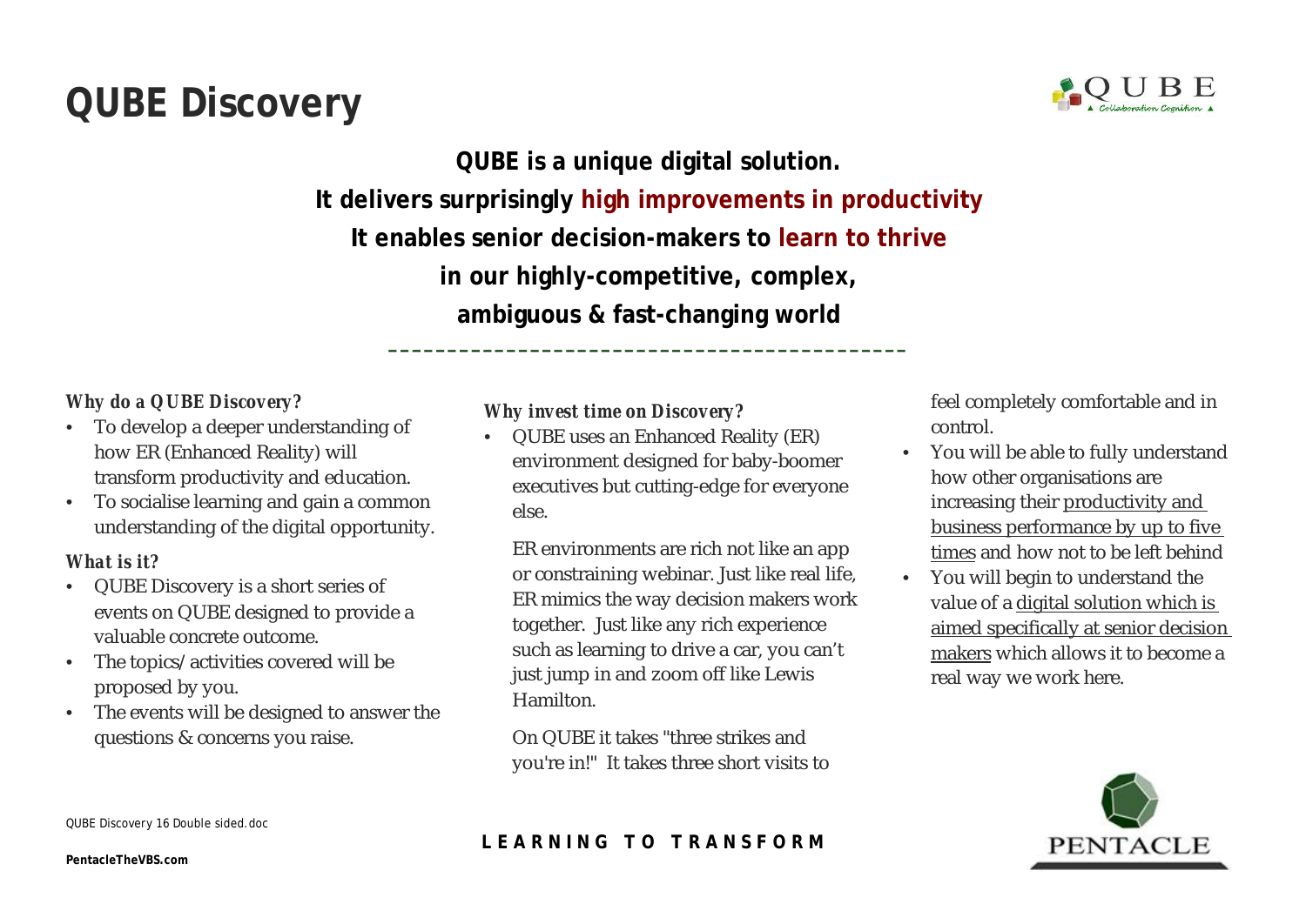# QUBE Discovery

**QUBE is a unique digital solution.**

**It delivers surprisingly high improvements in productivity**

**It enables senior decision-makers to learn to thrive**

**in our highly-competitive, complex,**

**ambiguous & fast-changing world**

---

***Why do a QUBE Discovery?***

- To develop a deeper understanding of how ER (Enhanced Reality) will transform productivity and education.
- To socialise learning and gain a common understanding of the digital opportunity.

***What is it?***

- QUBE Discovery is a short series of events on QUBE designed to provide a valuable concrete outcome.
- The topics/activities covered will be proposed by you.
- The events will be designed to answer the questions & concerns you raise.

***Why invest time on Discovery?***

- QUBE uses an Enhanced Reality (ER) environment designed for baby-boomer executives but cutting-edge for everyone else.

  ER environments are rich not like an app or constraining webinar. Just like real life, ER mimics the way decision makers work together. Just like any rich experience such as learning to drive a car, you can't just jump in and zoom off like Lewis Hamilton.

  On QUBE it takes "three strikes and you're in!" It takes three short visits to feel completely comfortable and in control.
- You will be able to fully understand how other organisations are increasing their productivity and business performance by up to five times and how not to be left behind
- You will begin to understand the value of a digital solution which is aimed specifically at senior decision makers which allows it to become a real way we work here.

QUBE Discovery 16 Double sided.doc

**LEARNING TO TRANSFORM**

**PentacleTheVBS.com**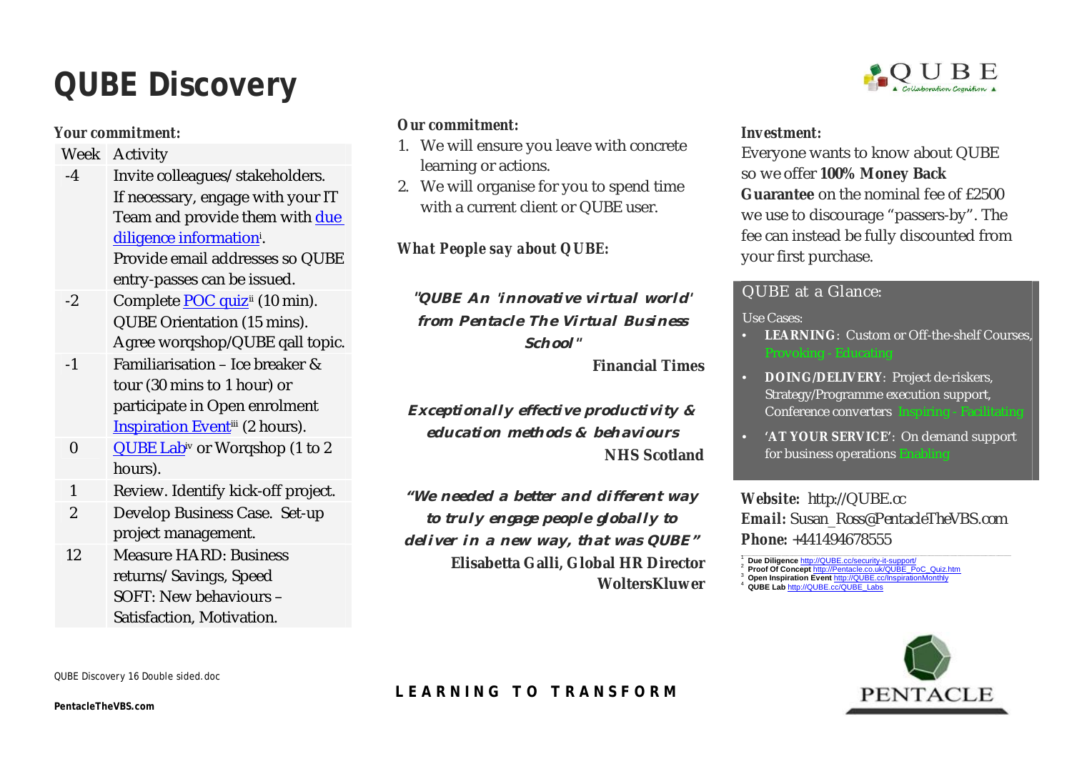# QUBE Discovery

***Your commitment:***

| Week | Activity |
| --- | --- |
| -4 | Invite colleagues/ stakeholders. If necessary, engage with your IT Team and provide them with due diligence information[i]. Provide email addresses so QUBE entry-passes can be issued. |
| -2 | Complete POC quiz[ii] (10 min). QUBE Orientation (15 mins). Agree worqshop/QUBE qall topic. |
| -1 | Familiarisation – Ice breaker & tour (30 mins to 1 hour) or participate in Open enrolment Inspiration Event[iii] (2 hours). |
| 0 | QUBE Lab[iv] or Worqshop (1 to 2 hours). |
| 1 | Review. Identify kick-off project. |
| 2 | Develop Business Case. Set-up project management. |
| 12 | Measure HARD: Business returns/ Savings, Speed SOFT: New behaviours – Satisfaction, Motivation. |

***Our commitment:***

1. We will ensure you leave with concrete learning or actions.
2. We will organise for you to spend time with a current client or QUBE user.

***What People say about QUBE:***

***"QUBE An 'innovative virtual world' from Pentacle The Virtual Business School"***

**Financial Times**

***Exceptionally effective productivity & education methods & behaviours***

**NHS Scotland**

***"We needed a better and different way to truly engage people globally to deliver in a new way, that was QUBE"***

**Elisabetta Galli, Global HR Director WoltersKluwer**

***Investment:***

Everyone wants to know about QUBE so we offer **100% Money Back Guarantee** on the nominal fee of £2500 we use to discourage "passers-by". The fee can instead be fully discounted from your first purchase.

QUBE at a Glance:

Use Cases:

- **LEARNING**: Custom or Off-the-shelf Courses, Provoking - Educating
- **DOING/DELIVERY**: Project de-riskers, Strategy/Programme execution support, Conference converters Inspiring - Facilitating
- **'AT YOUR SERVICE'**: On demand support for business operations Enabling

**Website:** http://QUBE.cc
**Email:** Susan_Ross@PentacleTheVBS.com
**Phone:** +441494678555

[1] **Due Diligence** http://QUBE.cc/security-it-support/
[2] **Proof Of Concept** http://Pentacle.co.uk/QUBE_PoC_Quiz.htm
[3] **Open Inspiration Event** http://QUBE.cc/InspirationMonthly
[4] **QUBE Lab** http://QUBE.cc/QUBE_Labs

QUBE Discovery 16 Double sided.doc

**PentacleTheVBS.com**

**LEARNING TO TRANSFORM**